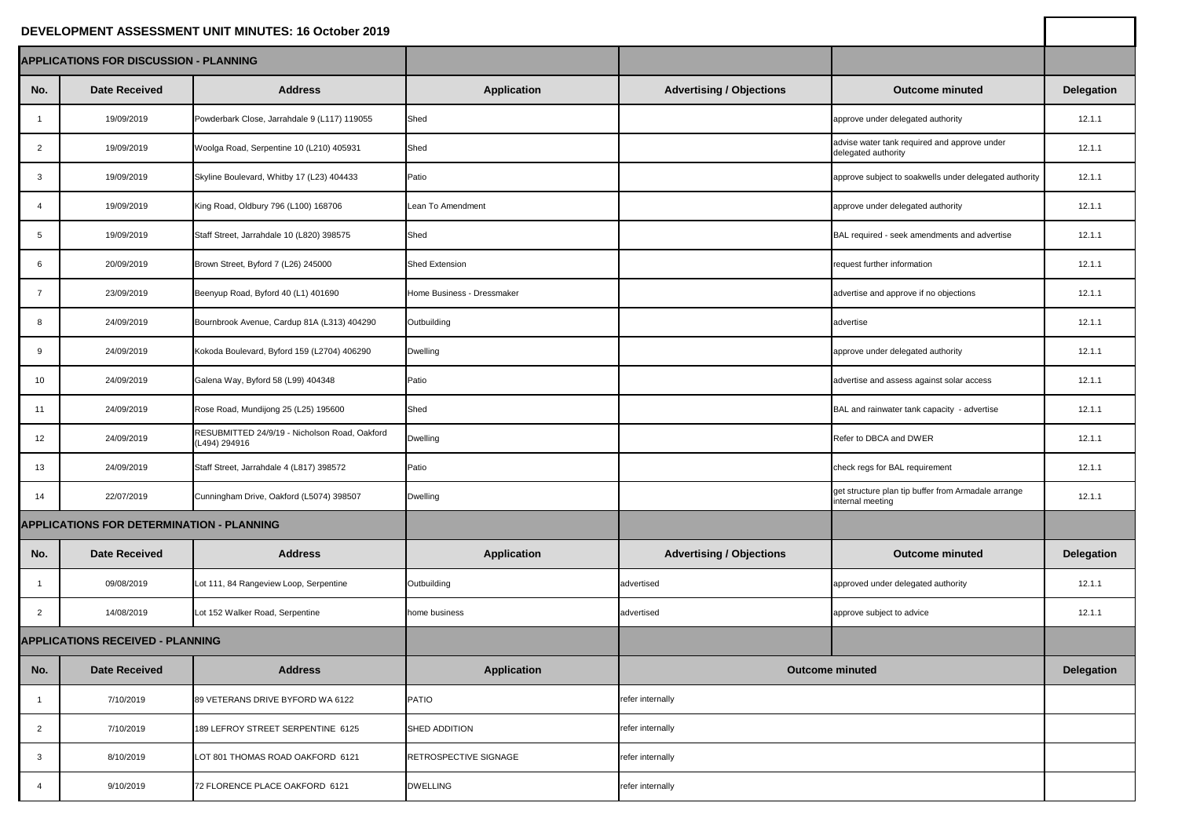# DEVELOPMENT ASSESSMENT UNIT MINUTES: 16 October 2019

## APPLICATIONS FOR DISCUSSION - PLANNING

| No. | Date Received | Address | Application | Advertising / Objections | Outcome minuted | Delegation |
|---|---|---|---|---|---|---|
| 1 | 19/09/2019 | Powderbark Close, Jarrahdale 9 (L117) 119055 | Shed | | approve under delegated authority | 12.1.1 |
| 2 | 19/09/2019 | Woolga Road, Serpentine 10 (L210) 405931 | Shed | | advise water tank required and approve under delegated authority | 12.1.1 |
| 3 | 19/09/2019 | Skyline Boulevard, Whitby 17 (L23) 404433 | Patio | | approve subject to soakwells under delegated authority | 12.1.1 |
| 4 | 19/09/2019 | King Road, Oldbury 796 (L100) 168706 | Lean To Amendment | | approve under delegated authority | 12.1.1 |
| 5 | 19/09/2019 | Staff Street, Jarrahdale 10 (L820) 398575 | Shed | | BAL required - seek amendments and advertise | 12.1.1 |
| 6 | 20/09/2019 | Brown Street, Byford 7 (L26) 245000 | Shed Extension | | request further information | 12.1.1 |
| 7 | 23/09/2019 | Beenyup Road, Byford 40 (L1) 401690 | Home Business - Dressmaker | | advertise and approve if no objections | 12.1.1 |
| 8 | 24/09/2019 | Bournbrook Avenue, Cardup 81A (L313) 404290 | Outbuilding | | advertise | 12.1.1 |
| 9 | 24/09/2019 | Kokoda Boulevard, Byford 159 (L2704) 406290 | Dwelling | | approve under delegated authority | 12.1.1 |
| 10 | 24/09/2019 | Galena Way, Byford 58 (L99) 404348 | Patio | | advertise and assess against solar access | 12.1.1 |
| 11 | 24/09/2019 | Rose Road, Mundijong 25 (L25) 195600 | Shed | | BAL and rainwater tank capacity - advertise | 12.1.1 |
| 12 | 24/09/2019 | RESUBMITTED 24/9/19 - Nicholson Road, Oakford (L494) 294916 | Dwelling | | Refer to DBCA and DWER | 12.1.1 |
| 13 | 24/09/2019 | Staff Street, Jarrahdale 4 (L817) 398572 | Patio | | check regs for BAL requirement | 12.1.1 |
| 14 | 22/07/2019 | Cunningham Drive, Oakford (L5074) 398507 | Dwelling | | get structure plan tip buffer from Armadale arrange internal meeting | 12.1.1 |

## APPLICATIONS FOR DETERMINATION - PLANNING

| No. | Date Received | Address | Application | Advertising / Objections | Outcome minuted | Delegation |
|---|---|---|---|---|---|---|
| 1 | 09/08/2019 | Lot 111, 84 Rangeview Loop, Serpentine | Outbuilding | advertised | approved under delegated authority | 12.1.1 |
| 2 | 14/08/2019 | Lot 152 Walker Road, Serpentine | home business | advertised | approve subject to advice | 12.1.1 |

## APPLICATIONS RECEIVED - PLANNING

| No. | Date Received | Address | Application | Outcome minuted | Delegation |
|---|---|---|---|---|---|
| 1 | 7/10/2019 | 89 VETERANS DRIVE BYFORD WA 6122 | PATIO | refer internally | |
| 2 | 7/10/2019 | 189 LEFROY STREET SERPENTINE 6125 | SHED ADDITION | refer internally | |
| 3 | 8/10/2019 | LOT 801 THOMAS ROAD OAKFORD 6121 | RETROSPECTIVE SIGNAGE | refer internally | |
| 4 | 9/10/2019 | 72 FLORENCE PLACE OAKFORD 6121 | DWELLING | refer internally | |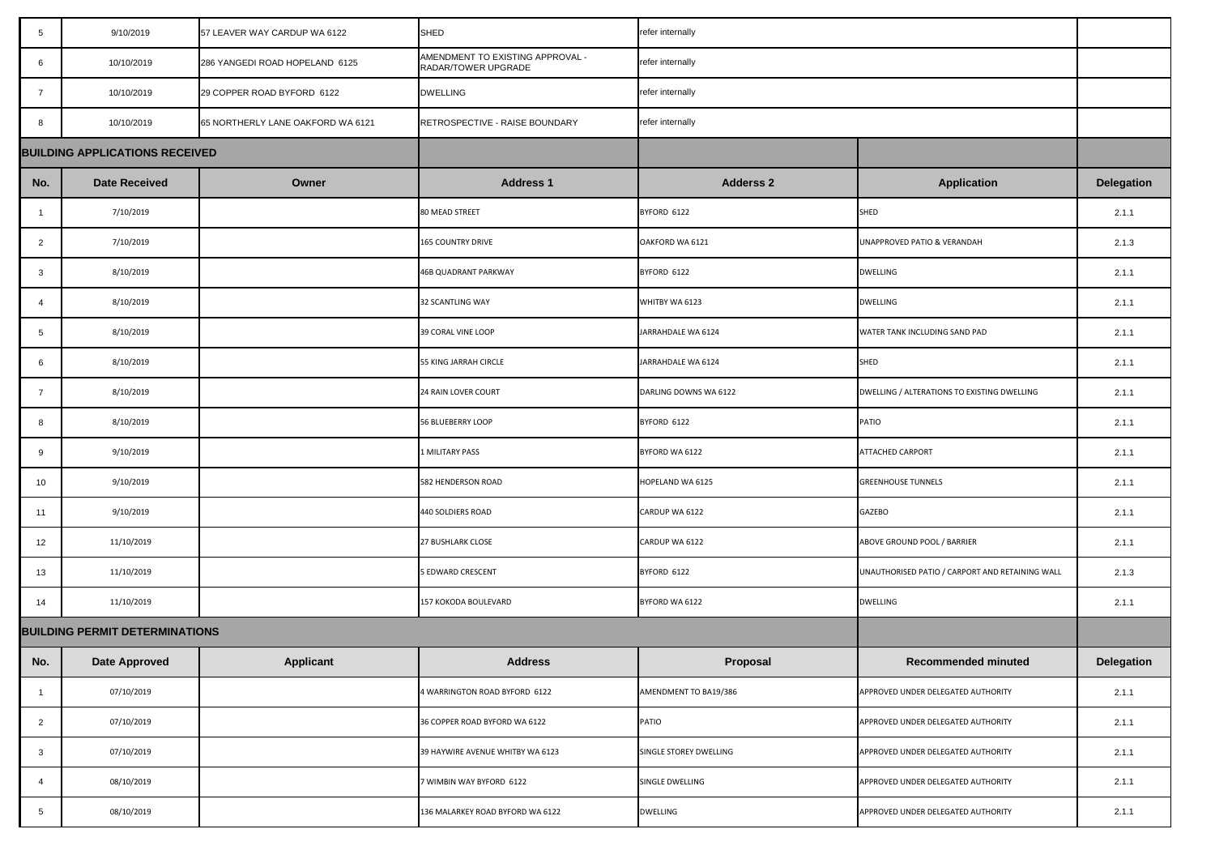| 5 | 9/10/2019 | 57 LEAVER WAY CARDUP WA 6122 | SHED | refer internally | | |
|---|---|---|---|---|---|---|
| 6 | 10/10/2019 | 286 YANGEDI ROAD HOPELAND 6125 | AMENDMENT TO EXISTING APPROVAL - RADAR/TOWER UPGRADE | refer internally | | |
| 7 | 10/10/2019 | 29 COPPER ROAD BYFORD 6122 | DWELLING | refer internally | | |
| 8 | 10/10/2019 | 65 NORTHERLY LANE OAKFORD WA 6121 | RETROSPECTIVE - RAISE BOUNDARY | refer internally | | |

## BUILDING APPLICATIONS RECEIVED

| No. | Date Received | Owner | Address 1 | Adderss 2 | Application | Delegation |
|---|---|---|---|---|---|---|
| 1 | 7/10/2019 | | 80 MEAD STREET | BYFORD 6122 | SHED | 2.1.1 |
| 2 | 7/10/2019 | | 165 COUNTRY DRIVE | OAKFORD WA 6121 | UNAPPROVED PATIO & VERANDAH | 2.1.3 |
| 3 | 8/10/2019 | | 46B QUADRANT PARKWAY | BYFORD 6122 | DWELLING | 2.1.1 |
| 4 | 8/10/2019 | | 32 SCANTLING WAY | WHITBY WA 6123 | DWELLING | 2.1.1 |
| 5 | 8/10/2019 | | 39 CORAL VINE LOOP | JARRAHDALE WA 6124 | WATER TANK INCLUDING SAND PAD | 2.1.1 |
| 6 | 8/10/2019 | | 55 KING JARRAH CIRCLE | JARRAHDALE WA 6124 | SHED | 2.1.1 |
| 7 | 8/10/2019 | | 24 RAIN LOVER COURT | DARLING DOWNS WA 6122 | DWELLING / ALTERATIONS TO EXISTING DWELLING | 2.1.1 |
| 8 | 8/10/2019 | | 56 BLUEBERRY LOOP | BYFORD 6122 | PATIO | 2.1.1 |
| 9 | 9/10/2019 | | 1 MILITARY PASS | BYFORD WA 6122 | ATTACHED CARPORT | 2.1.1 |
| 10 | 9/10/2019 | | 582 HENDERSON ROAD | HOPELAND WA 6125 | GREENHOUSE TUNNELS | 2.1.1 |
| 11 | 9/10/2019 | | 440 SOLDIERS ROAD | CARDUP WA 6122 | GAZEBO | 2.1.1 |
| 12 | 11/10/2019 | | 27 BUSHLARK CLOSE | CARDUP WA 6122 | ABOVE GROUND POOL / BARRIER | 2.1.1 |
| 13 | 11/10/2019 | | 5 EDWARD CRESCENT | BYFORD 6122 | UNAUTHORISED PATIO / CARPORT AND RETAINING WALL | 2.1.3 |
| 14 | 11/10/2019 | | 157 KOKODA BOULEVARD | BYFORD WA 6122 | DWELLING | 2.1.1 |

## BUILDING PERMIT DETERMINATIONS

| No. | Date Approved | Applicant | Address | Proposal | Recommended minuted | Delegation |
|---|---|---|---|---|---|---|
| 1 | 07/10/2019 | | 4 WARRINGTON ROAD BYFORD 6122 | AMENDMENT TO BA19/386 | APPROVED UNDER DELEGATED AUTHORITY | 2.1.1 |
| 2 | 07/10/2019 | | 36 COPPER ROAD BYFORD WA 6122 | PATIO | APPROVED UNDER DELEGATED AUTHORITY | 2.1.1 |
| 3 | 07/10/2019 | | 39 HAYWIRE AVENUE WHITBY WA 6123 | SINGLE STOREY DWELLING | APPROVED UNDER DELEGATED AUTHORITY | 2.1.1 |
| 4 | 08/10/2019 | | 7 WIMBIN WAY BYFORD 6122 | SINGLE DWELLING | APPROVED UNDER DELEGATED AUTHORITY | 2.1.1 |
| 5 | 08/10/2019 | | 136 MALARKEY ROAD BYFORD WA 6122 | DWELLING | APPROVED UNDER DELEGATED AUTHORITY | 2.1.1 |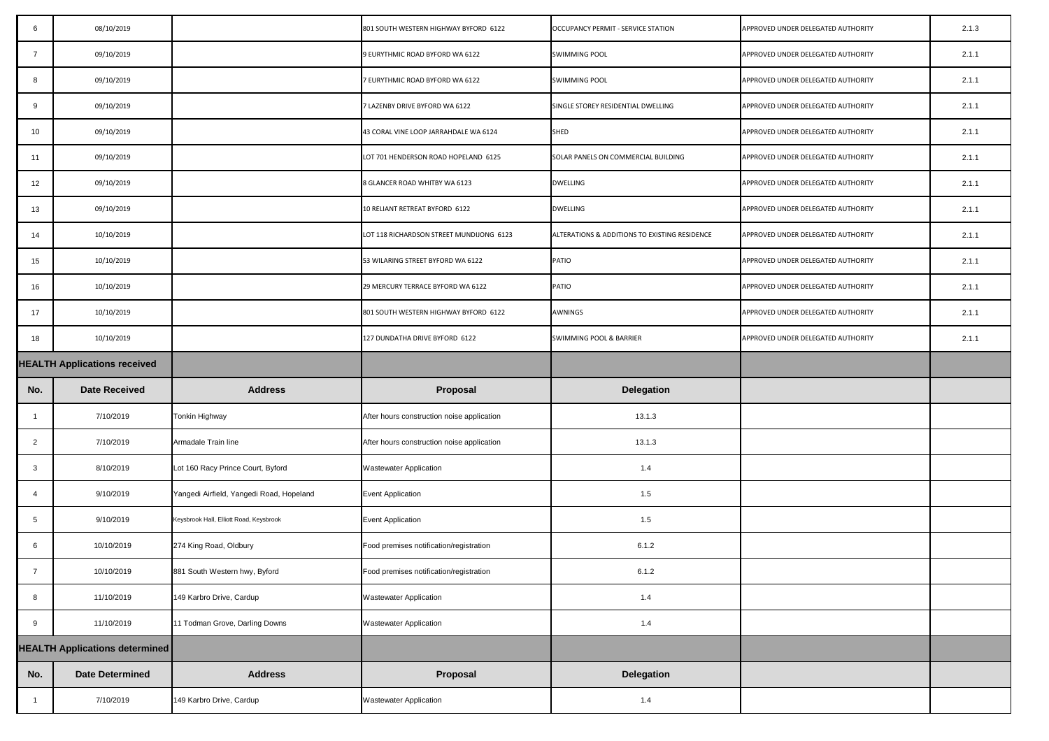| | | | | | | |
|---|---|---|---|---|---|---|
| 6 | 08/10/2019 | | 801 SOUTH WESTERN HIGHWAY BYFORD 6122 | OCCUPANCY PERMIT - SERVICE STATION | APPROVED UNDER DELEGATED AUTHORITY | 2.1.3 |
| 7 | 09/10/2019 | | 9 EURYTHMIC ROAD BYFORD WA 6122 | SWIMMING POOL | APPROVED UNDER DELEGATED AUTHORITY | 2.1.1 |
| 8 | 09/10/2019 | | 7 EURYTHMIC ROAD BYFORD WA 6122 | SWIMMING POOL | APPROVED UNDER DELEGATED AUTHORITY | 2.1.1 |
| 9 | 09/10/2019 | | 7 LAZENBY DRIVE BYFORD WA 6122 | SINGLE STOREY RESIDENTIAL DWELLING | APPROVED UNDER DELEGATED AUTHORITY | 2.1.1 |
| 10 | 09/10/2019 | | 43 CORAL VINE LOOP JARRAHDALE WA 6124 | SHED | APPROVED UNDER DELEGATED AUTHORITY | 2.1.1 |
| 11 | 09/10/2019 | | LOT 701 HENDERSON ROAD HOPELAND 6125 | SOLAR PANELS ON COMMERCIAL BUILDING | APPROVED UNDER DELEGATED AUTHORITY | 2.1.1 |
| 12 | 09/10/2019 | | 8 GLANCER ROAD WHITBY WA 6123 | DWELLING | APPROVED UNDER DELEGATED AUTHORITY | 2.1.1 |
| 13 | 09/10/2019 | | 10 RELIANT RETREAT BYFORD 6122 | DWELLING | APPROVED UNDER DELEGATED AUTHORITY | 2.1.1 |
| 14 | 10/10/2019 | | LOT 118 RICHARDSON STREET MUNDIJONG 6123 | ALTERATIONS & ADDITIONS TO EXISTING RESIDENCE | APPROVED UNDER DELEGATED AUTHORITY | 2.1.1 |
| 15 | 10/10/2019 | | 53 WILARING STREET BYFORD WA 6122 | PATIO | APPROVED UNDER DELEGATED AUTHORITY | 2.1.1 |
| 16 | 10/10/2019 | | 29 MERCURY TERRACE BYFORD WA 6122 | PATIO | APPROVED UNDER DELEGATED AUTHORITY | 2.1.1 |
| 17 | 10/10/2019 | | 801 SOUTH WESTERN HIGHWAY BYFORD 6122 | AWNINGS | APPROVED UNDER DELEGATED AUTHORITY | 2.1.1 |
| 18 | 10/10/2019 | | 127 DUNDATHA DRIVE BYFORD 6122 | SWIMMING POOL & BARRIER | APPROVED UNDER DELEGATED AUTHORITY | 2.1.1 |

**HEALTH Applications received**

| No. | Date Received | Address | Proposal | Delegation |
|---|---|---|---|---|
| 1 | 7/10/2019 | Tonkin Highway | After hours construction noise application | 13.1.3 |
| 2 | 7/10/2019 | Armadale Train line | After hours construction noise application | 13.1.3 |
| 3 | 8/10/2019 | Lot 160 Racy Prince Court, Byford | Wastewater Application | 1.4 |
| 4 | 9/10/2019 | Yangedi Airfield, Yangedi Road, Hopeland | Event Application | 1.5 |
| 5 | 9/10/2019 | Keysbrook Hall, Elliott Road, Keysbrook | Event Application | 1.5 |
| 6 | 10/10/2019 | 274 King Road, Oldbury | Food premises notification/registration | 6.1.2 |
| 7 | 10/10/2019 | 881 South Western hwy, Byford | Food premises notification/registration | 6.1.2 |
| 8 | 11/10/2019 | 149 Karbro Drive, Cardup | Wastewater Application | 1.4 |
| 9 | 11/10/2019 | 11 Todman Grove, Darling Downs | Wastewater Application | 1.4 |

**HEALTH Applications determined**

| No. | Date Determined | Address | Proposal | Delegation |
|---|---|---|---|---|
| 1 | 7/10/2019 | 149 Karbro Drive, Cardup | Wastewater Application | 1.4 |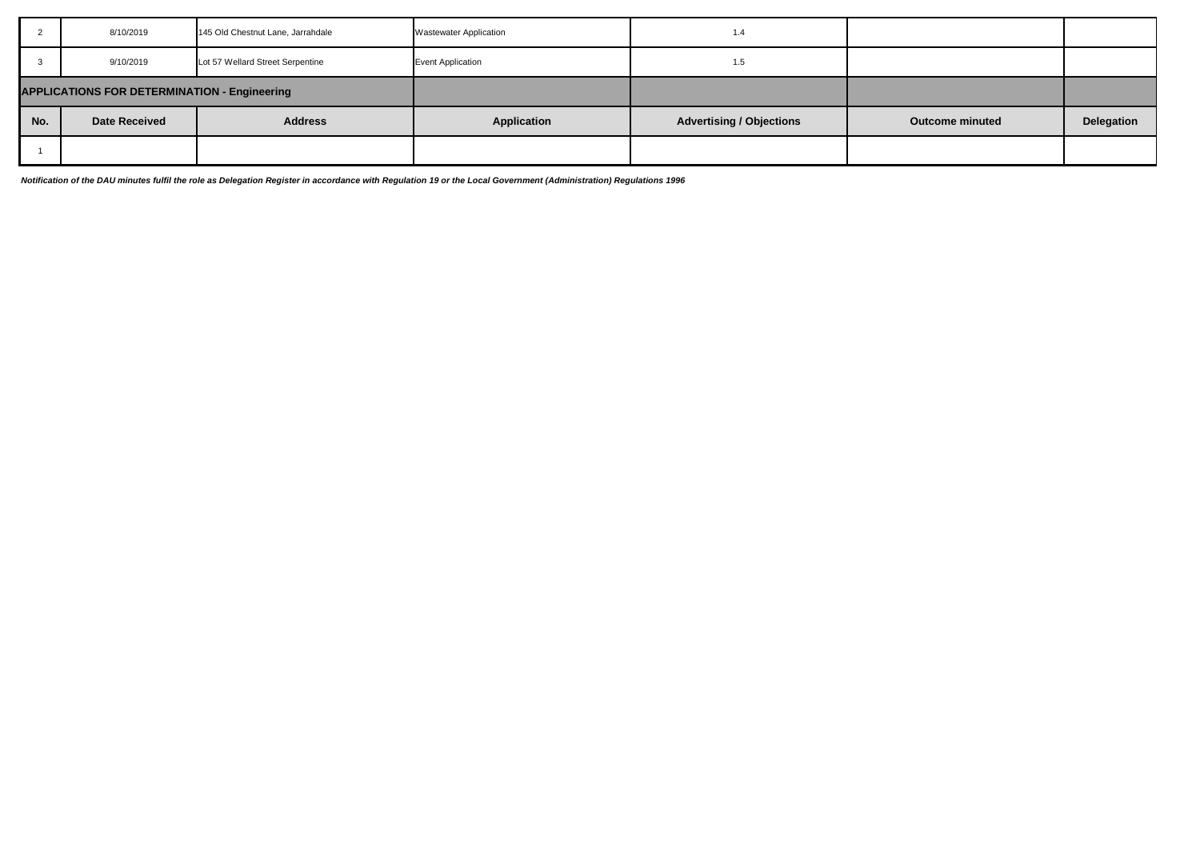| | | | | | | |
|---|---|---|---|---|---|---|
| 2 | 8/10/2019 | 145 Old Chestnut Lane, Jarrahdale | Wastewater Application | 1.4 | | |
| 3 | 9/10/2019 | Lot 57 Wellard Street Serpentine | Event Application | 1.5 | | |
| **APPLICATIONS FOR DETERMINATION - Engineering** | | | | | | |
| **No.** | **Date Received** | **Address** | **Application** | **Advertising / Objections** | **Outcome minuted** | **Delegation** |
| 1 | | | | | | |

***Notification of the DAU minutes fulfil the role as Delegation Register in accordance with Regulation 19 or the Local Government (Administration) Regulations 1996***